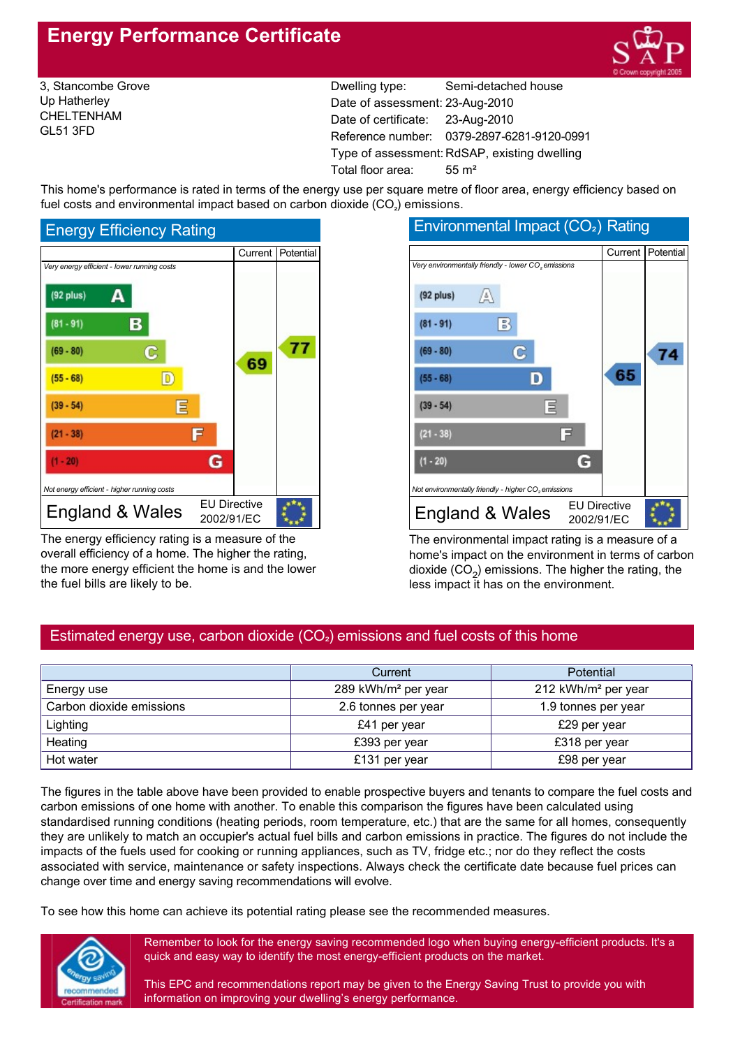# Energy Performance Certificate

3, Stancombe Grove
Up Hatherley
CHELTENHAM
GL51 3FD

| | |
|---|---|
| Dwelling type: | Semi-detached house |
| Date of assessment: | 23-Aug-2010 |
| Date of certificate: | 23-Aug-2010 |
| Reference number: | 0379-2897-6281-9120-0991 |
| Type of assessment: | RdSAP, existing dwelling |
| Total floor area: | 55 m² |

This home's performance is rated in terms of the energy use per square metre of floor area, energy efficiency based on fuel costs and environmental impact based on carbon dioxide ($CO_2$) emissions.

## Energy Efficiency Rating

*Very energy efficient - lower running costs*

| Band | Current | Potential |
|---|---|---|
| (92 plus) A | | |
| (81 - 91) B | | |
| (69 - 80) C | 69 | 77 |
| (55 - 68) D | | |
| (39 - 54) E | | |
| (21 - 38) F | | |
| (1 - 20) G | | |

*Not energy efficient - higher running costs*

England & Wales — EU Directive 2002/91/EC

The energy efficiency rating is a measure of the overall efficiency of a home. The higher the rating, the more energy efficient the home is and the lower the fuel bills are likely to be.

## Environmental Impact ($CO_2$) Rating

*Very environmentally friendly - lower $CO_2$ emissions*

| Band | Current | Potential |
|---|---|---|
| (92 plus) A | | |
| (81 - 91) B | | |
| (69 - 80) C | | 74 |
| (55 - 68) D | 65 | |
| (39 - 54) E | | |
| (21 - 38) F | | |
| (1 - 20) G | | |

*Not environmentally friendly - higher $CO_2$ emissions*

England & Wales — EU Directive 2002/91/EC

The environmental impact rating is a measure of a home's impact on the environment in terms of carbon dioxide ($CO_2$) emissions. The higher the rating, the less impact it has on the environment.

## Estimated energy use, carbon dioxide ($CO_2$) emissions and fuel costs of this home

| | Current | Potential |
|---|---|---|
| Energy use | 289 kWh/m² per year | 212 kWh/m² per year |
| Carbon dioxide emissions | 2.6 tonnes per year | 1.9 tonnes per year |
| Lighting | £41 per year | £29 per year |
| Heating | £393 per year | £318 per year |
| Hot water | £131 per year | £98 per year |

The figures in the table above have been provided to enable prospective buyers and tenants to compare the fuel costs and carbon emissions of one home with another. To enable this comparison the figures have been calculated using standardised running conditions (heating periods, room temperature, etc.) that are the same for all homes, consequently they are unlikely to match an occupier's actual fuel bills and carbon emissions in practice. The figures do not include the impacts of the fuels used for cooking or running appliances, such as TV, fridge etc.; nor do they reflect the costs associated with service, maintenance or safety inspections. Always check the certificate date because fuel prices can change over time and energy saving recommendations will evolve.

To see how this home can achieve its potential rating please see the recommended measures.

Remember to look for the energy saving recommended logo when buying energy-efficient products. It's a quick and easy way to identify the most energy-efficient products on the market.

This EPC and recommendations report may be given to the Energy Saving Trust to provide you with information on improving your dwelling's energy performance.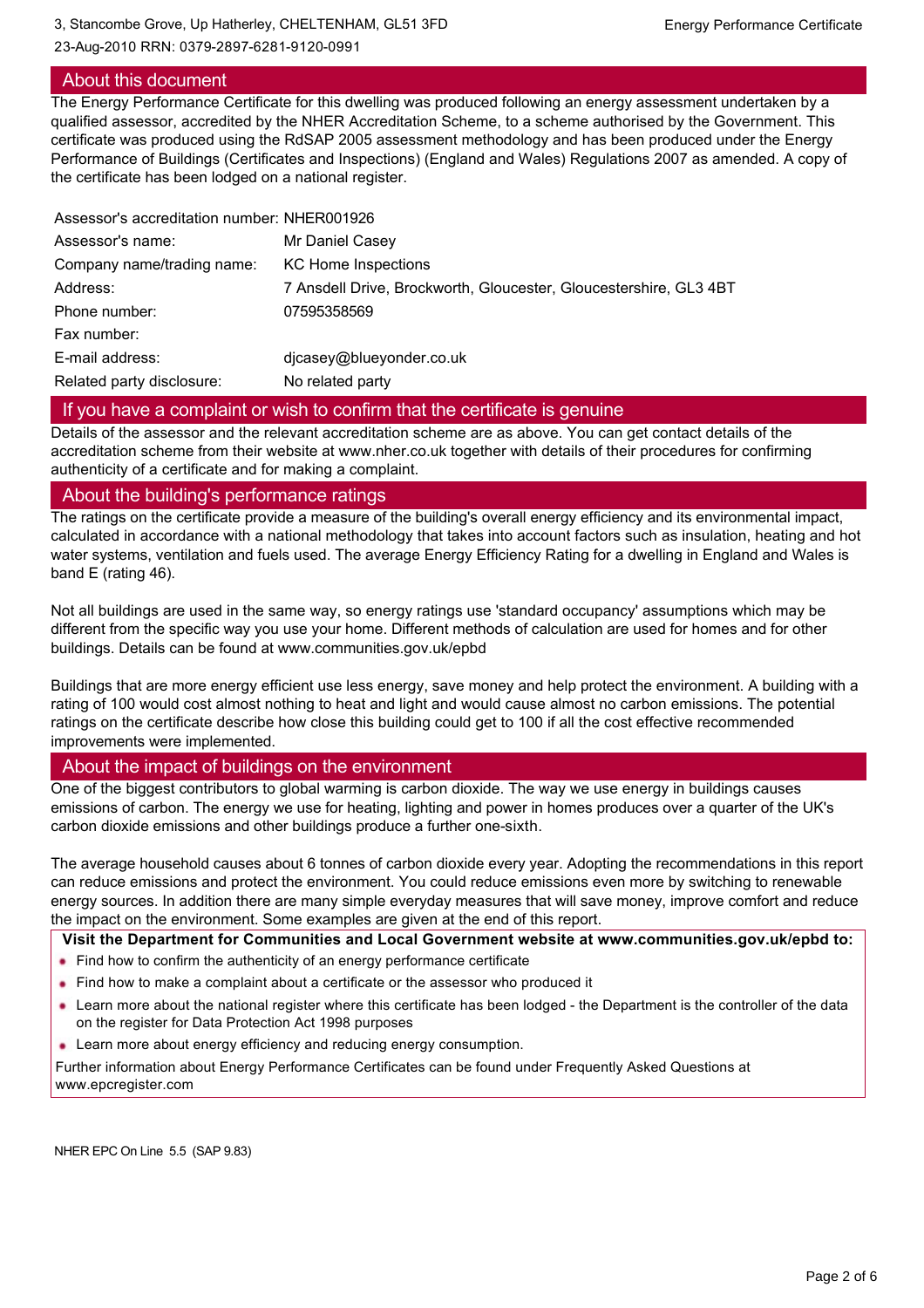## About this document

The Energy Performance Certificate for this dwelling was produced following an energy assessment undertaken by a qualified assessor, accredited by the NHER Accreditation Scheme, to a scheme authorised by the Government. This certificate was produced using the RdSAP 2005 assessment methodology and has been produced under the Energy Performance of Buildings (Certificates and Inspections) (England and Wales) Regulations 2007 as amended. A copy of the certificate has been lodged on a national register.

| | |
|---|---|
| Assessor's accreditation number: | NHER001926 |
| Assessor's name: | Mr Daniel Casey |
| Company name/trading name: | KC Home Inspections |
| Address: | 7 Ansdell Drive, Brockworth, Gloucester, Gloucestershire, GL3 4BT |
| Phone number: | 07595358569 |
| Fax number: | |
| E-mail address: | djcasey@blueyonder.co.uk |
| Related party disclosure: | No related party |

## If you have a complaint or wish to confirm that the certificate is genuine

Details of the assessor and the relevant accreditation scheme are as above. You can get contact details of the accreditation scheme from their website at www.nher.co.uk together with details of their procedures for confirming authenticity of a certificate and for making a complaint.

## About the building's performance ratings

The ratings on the certificate provide a measure of the building's overall energy efficiency and its environmental impact, calculated in accordance with a national methodology that takes into account factors such as insulation, heating and hot water systems, ventilation and fuels used. The average Energy Efficiency Rating for a dwelling in England and Wales is band E (rating 46).

Not all buildings are used in the same way, so energy ratings use 'standard occupancy' assumptions which may be different from the specific way you use your home. Different methods of calculation are used for homes and for other buildings. Details can be found at www.communities.gov.uk/epbd

Buildings that are more energy efficient use less energy, save money and help protect the environment. A building with a rating of 100 would cost almost nothing to heat and light and would cause almost no carbon emissions. The potential ratings on the certificate describe how close this building could get to 100 if all the cost effective recommended improvements were implemented.

## About the impact of buildings on the environment

One of the biggest contributors to global warming is carbon dioxide. The way we use energy in buildings causes emissions of carbon. The energy we use for heating, lighting and power in homes produces over a quarter of the UK's carbon dioxide emissions and other buildings produce a further one-sixth.

The average household causes about 6 tonnes of carbon dioxide every year. Adopting the recommendations in this report can reduce emissions and protect the environment. You could reduce emissions even more by switching to renewable energy sources. In addition there are many simple everyday measures that will save money, improve comfort and reduce the impact on the environment. Some examples are given at the end of this report.

**Visit the Department for Communities and Local Government website at www.communities.gov.uk/epbd to:**

- Find how to confirm the authenticity of an energy performance certificate
- Find how to make a complaint about a certificate or the assessor who produced it
- Learn more about the national register where this certificate has been lodged - the Department is the controller of the data on the register for Data Protection Act 1998 purposes
- Learn more about energy efficiency and reducing energy consumption.

Further information about Energy Performance Certificates can be found under Frequently Asked Questions at www.epcregister.com

NHER EPC On Line 5.5 (SAP 9.83)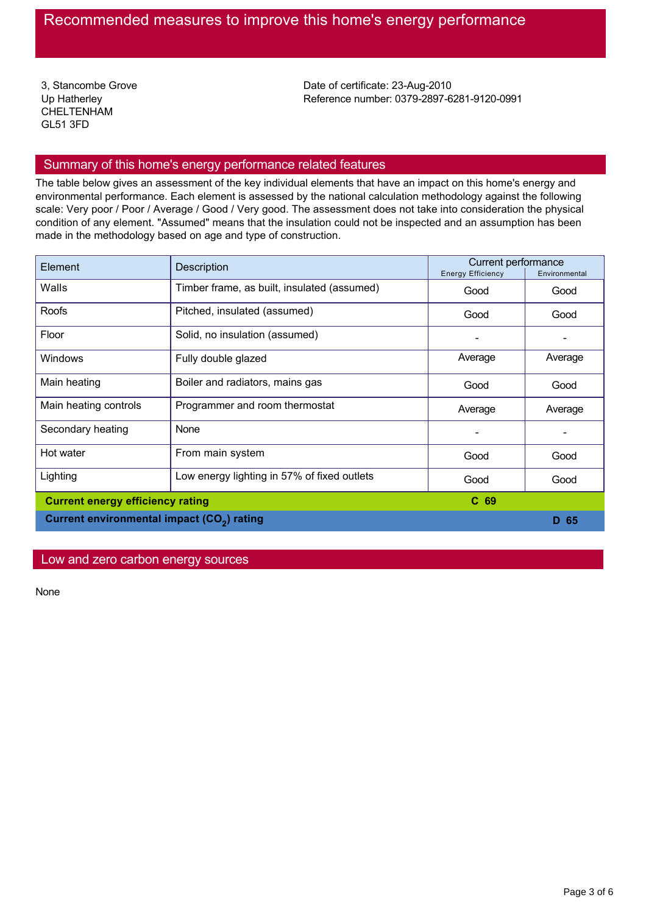# Recommended measures to improve this home's energy performance

3, Stancombe Grove
Up Hatherley
CHELTENHAM
GL51 3FD

Date of certificate: 23-Aug-2010
Reference number: 0379-2897-6281-9120-0991

## Summary of this home's energy performance related features

The table below gives an assessment of the key individual elements that have an impact on this home's energy and environmental performance. Each element is assessed by the national calculation methodology against the following scale: Very poor / Poor / Average / Good / Very good. The assessment does not take into consideration the physical condition of any element. "Assumed" means that the insulation could not be inspected and an assumption has been made in the methodology based on age and type of construction.

| Element | Description | Current performance | |
|---|---|---|---|
| | | Energy Efficiency | Environmental |
| Walls | Timber frame, as built, insulated (assumed) | Good | Good |
| Roofs | Pitched, insulated (assumed) | Good | Good |
| Floor | Solid, no insulation (assumed) | - | - |
| Windows | Fully double glazed | Average | Average |
| Main heating | Boiler and radiators, mains gas | Good | Good |
| Main heating controls | Programmer and room thermostat | Average | Average |
| Secondary heating | None | - | - |
| Hot water | From main system | Good | Good |
| Lighting | Low energy lighting in 57% of fixed outlets | Good | Good |
| **Current energy efficiency rating** | | **C 69** | |
| **Current environmental impact ($CO_2$) rating** | | | **D 65** |

## Low and zero carbon energy sources

None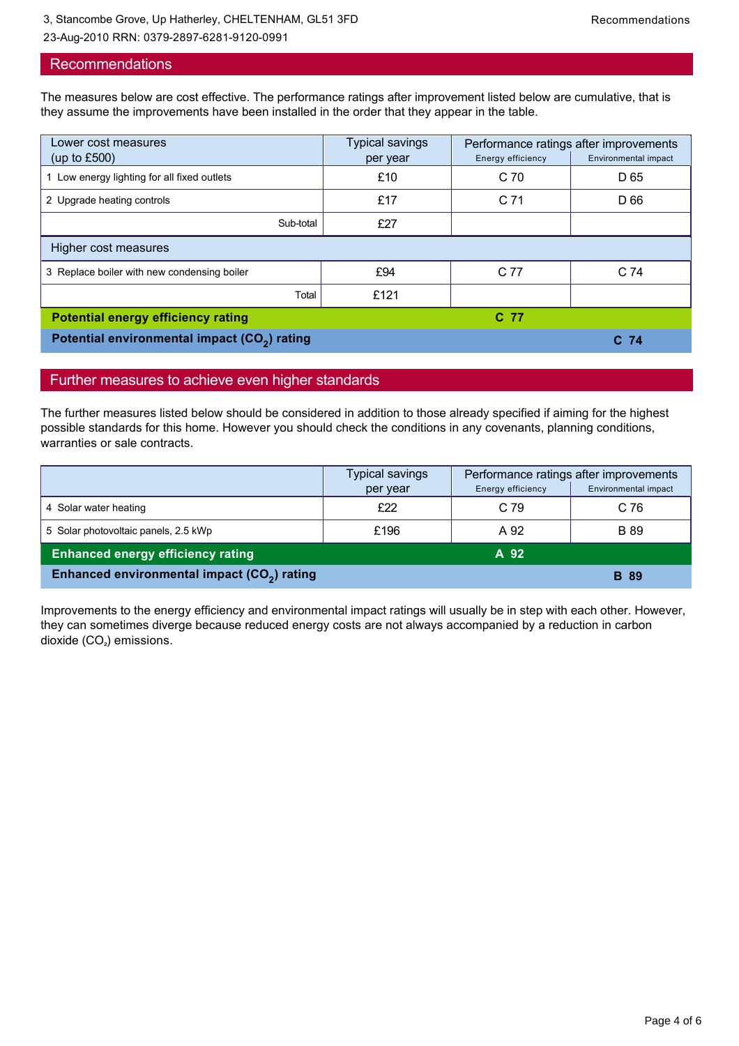## Recommendations

The measures below are cost effective. The performance ratings after improvement listed below are cumulative, that is they assume the improvements have been installed in the order that they appear in the table.

| Lower cost measures (up to £500) | Typical savings per year | Performance ratings after improvements | |
|---|---|---|---|
| | | Energy efficiency | Environmental impact |
| 1 Low energy lighting for all fixed outlets | £10 | C 70 | D 65 |
| 2 Upgrade heating controls | £17 | C 71 | D 66 |
| Sub-total | £27 | | |
| **Higher cost measures** | | | |
| 3 Replace boiler with new condensing boiler | £94 | C 77 | C 74 |
| Total | £121 | | |
| **Potential energy efficiency rating** | | **C 77** | |
| **Potential environmental impact ($CO_2$) rating** | | | **C 74** |

## Further measures to achieve even higher standards

The further measures listed below should be considered in addition to those already specified if aiming for the highest possible standards for this home. However you should check the conditions in any covenants, planning conditions, warranties or sale contracts.

| | Typical savings per year | Performance ratings after improvements | |
|---|---|---|---|
| | | Energy efficiency | Environmental impact |
| 4 Solar water heating | £22 | C 79 | C 76 |
| 5 Solar photovoltaic panels, 2.5 kWp | £196 | A 92 | B 89 |
| **Enhanced energy efficiency rating** | | **A 92** | |
| **Enhanced environmental impact ($CO_2$) rating** | | | **B 89** |

Improvements to the energy efficiency and environmental impact ratings will usually be in step with each other. However, they can sometimes diverge because reduced energy costs are not always accompanied by a reduction in carbon dioxide ($CO_2$) emissions.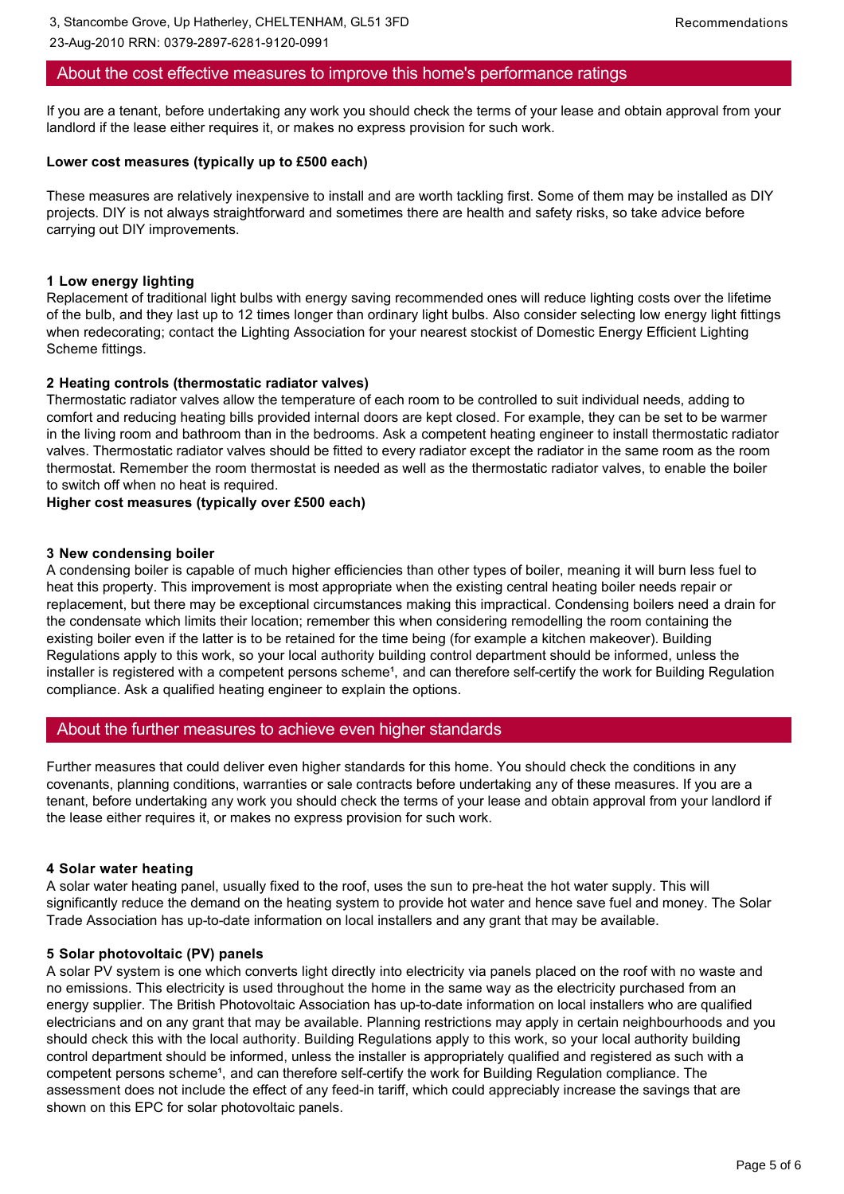## About the cost effective measures to improve this home's performance ratings

If you are a tenant, before undertaking any work you should check the terms of your lease and obtain approval from your landlord if the lease either requires it, or makes no express provision for such work.

**Lower cost measures (typically up to £500 each)**

These measures are relatively inexpensive to install and are worth tackling first. Some of them may be installed as DIY projects. DIY is not always straightforward and sometimes there are health and safety risks, so take advice before carrying out DIY improvements.

**1 Low energy lighting**
Replacement of traditional light bulbs with energy saving recommended ones will reduce lighting costs over the lifetime of the bulb, and they last up to 12 times longer than ordinary light bulbs. Also consider selecting low energy light fittings when redecorating; contact the Lighting Association for your nearest stockist of Domestic Energy Efficient Lighting Scheme fittings.

**2 Heating controls (thermostatic radiator valves)**
Thermostatic radiator valves allow the temperature of each room to be controlled to suit individual needs, adding to comfort and reducing heating bills provided internal doors are kept closed. For example, they can be set to be warmer in the living room and bathroom than in the bedrooms. Ask a competent heating engineer to install thermostatic radiator valves. Thermostatic radiator valves should be fitted to every radiator except the radiator in the same room as the room thermostat. Remember the room thermostat is needed as well as the thermostatic radiator valves, to enable the boiler to switch off when no heat is required.

**Higher cost measures (typically over £500 each)**

**3 New condensing boiler**
A condensing boiler is capable of much higher efficiencies than other types of boiler, meaning it will burn less fuel to heat this property. This improvement is most appropriate when the existing central heating boiler needs repair or replacement, but there may be exceptional circumstances making this impractical. Condensing boilers need a drain for the condensate which limits their location; remember this when considering remodelling the room containing the existing boiler even if the latter is to be retained for the time being (for example a kitchen makeover). Building Regulations apply to this work, so your local authority building control department should be informed, unless the installer is registered with a competent persons scheme[1], and can therefore self-certify the work for Building Regulation compliance. Ask a qualified heating engineer to explain the options.

## About the further measures to achieve even higher standards

Further measures that could deliver even higher standards for this home. You should check the conditions in any covenants, planning conditions, warranties or sale contracts before undertaking any of these measures. If you are a tenant, before undertaking any work you should check the terms of your lease and obtain approval from your landlord if the lease either requires it, or makes no express provision for such work.

**4 Solar water heating**
A solar water heating panel, usually fixed to the roof, uses the sun to pre-heat the hot water supply. This will significantly reduce the demand on the heating system to provide hot water and hence save fuel and money. The Solar Trade Association has up-to-date information on local installers and any grant that may be available.

**5 Solar photovoltaic (PV) panels**
A solar PV system is one which converts light directly into electricity via panels placed on the roof with no waste and no emissions. This electricity is used throughout the home in the same way as the electricity purchased from an energy supplier. The British Photovoltaic Association has up-to-date information on local installers who are qualified electricians and on any grant that may be available. Planning restrictions may apply in certain neighbourhoods and you should check this with the local authority. Building Regulations apply to this work, so your local authority building control department should be informed, unless the installer is appropriately qualified and registered as such with a competent persons scheme[1], and can therefore self-certify the work for Building Regulation compliance. The assessment does not include the effect of any feed-in tariff, which could appreciably increase the savings that are shown on this EPC for solar photovoltaic panels.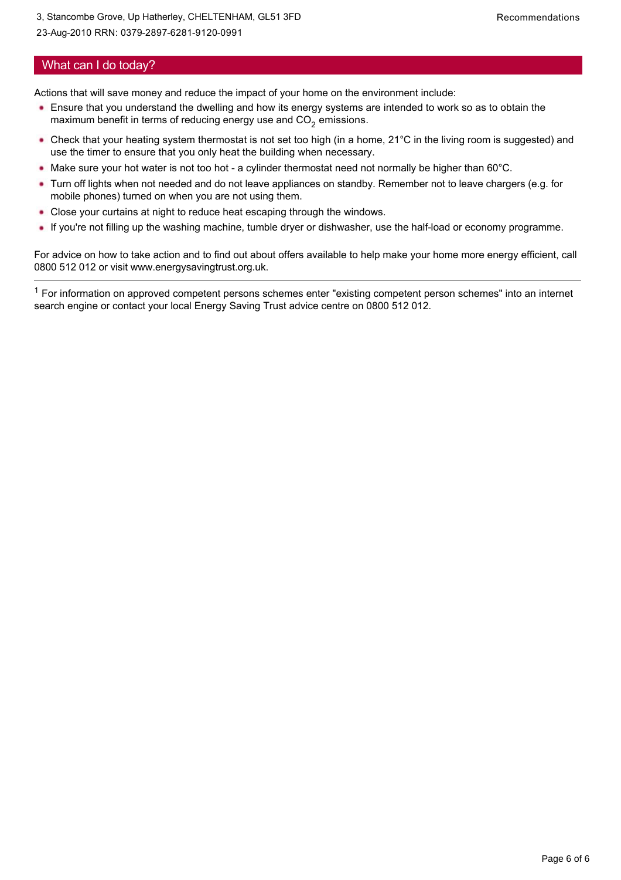## What can I do today?

Actions that will save money and reduce the impact of your home on the environment include:

- Ensure that you understand the dwelling and how its energy systems are intended to work so as to obtain the maximum benefit in terms of reducing energy use and $CO_2$ emissions.
- Check that your heating system thermostat is not set too high (in a home, 21°C in the living room is suggested) and use the timer to ensure that you only heat the building when necessary.
- Make sure your hot water is not too hot - a cylinder thermostat need not normally be higher than 60°C.
- Turn off lights when not needed and do not leave appliances on standby. Remember not to leave chargers (e.g. for mobile phones) turned on when you are not using them.
- Close your curtains at night to reduce heat escaping through the windows.
- If you're not filling up the washing machine, tumble dryer or dishwasher, use the half-load or economy programme.

For advice on how to take action and to find out about offers available to help make your home more energy efficient, call 0800 512 012 or visit www.energysavingtrust.org.uk.

---

[1] For information on approved competent persons schemes enter "existing competent person schemes" into an internet search engine or contact your local Energy Saving Trust advice centre on 0800 512 012.